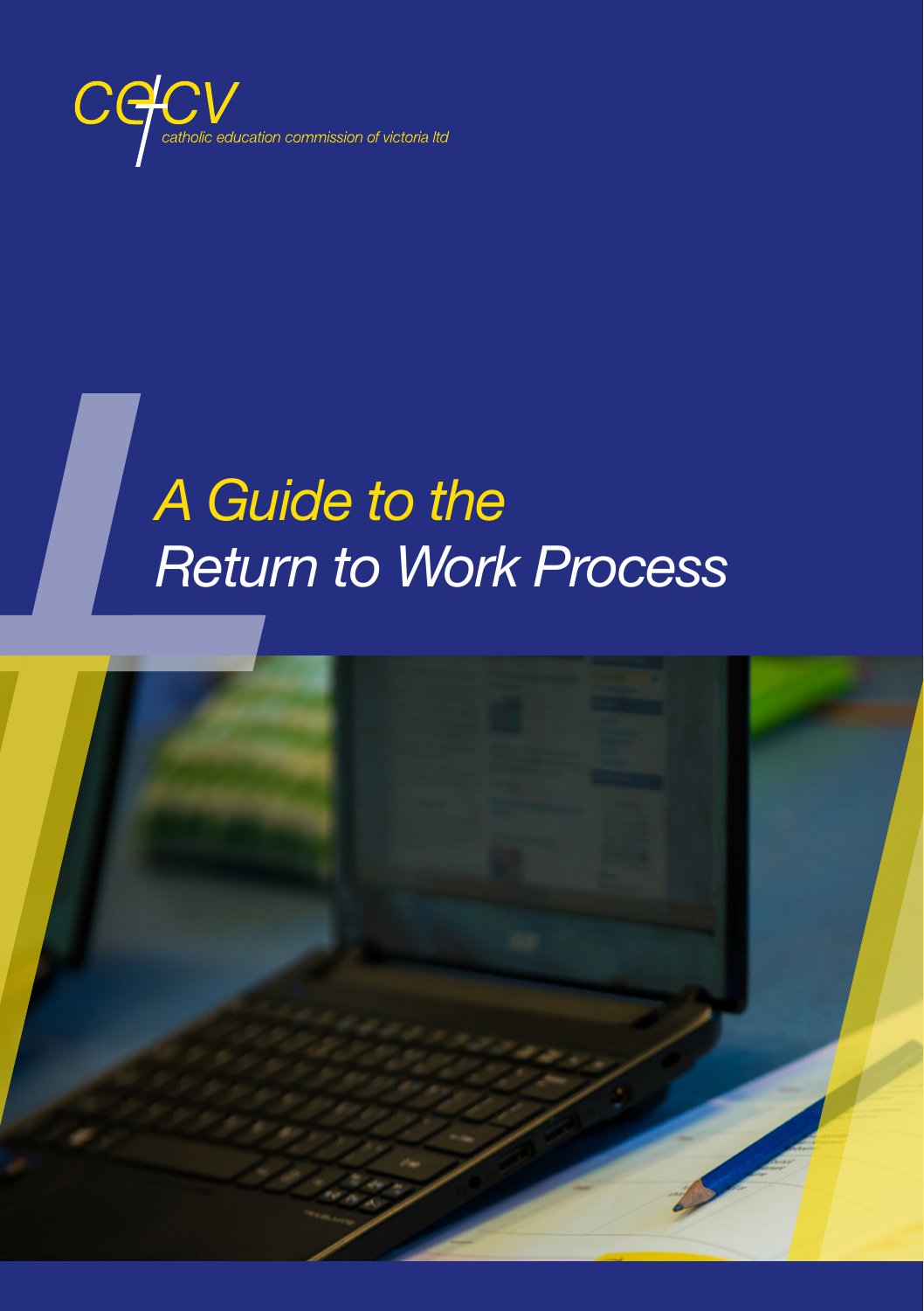cecv

catholic education commission of victoria ltd

# *A Guide to the Return to Work Process*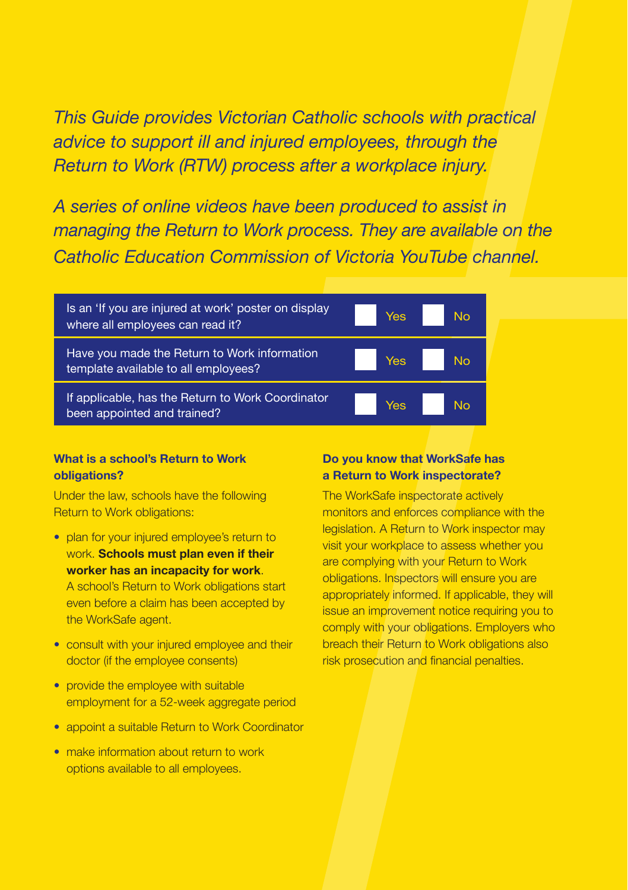*This Guide provides Victorian Catholic schools with practical advice to support ill and injured employees, through the Return to Work (RTW) process after a workplace injury.*

*A series of online videos have been produced to assist in managing the Return to Work process. They are available on the Catholic Education Commission of Victoria YouTube channel.*

| | | |
|---|---|---|
| Is an 'If you are injured at work' poster on display where all employees can read it? | ☐ Yes | ☐ No |
| Have you made the Return to Work information template available to all employees? | ☐ Yes | ☐ No |
| If applicable, has the Return to Work Coordinator been appointed and trained? | ☐ Yes | ☐ No |

### What is a school's Return to Work obligations?

Under the law, schools have the following Return to Work obligations:

- plan for your injured employee's return to work. **Schools must plan even if their worker has an incapacity for work**. A school's Return to Work obligations start even before a claim has been accepted by the WorkSafe agent.
- consult with your injured employee and their doctor (if the employee consents)
- provide the employee with suitable employment for a 52-week aggregate period
- appoint a suitable Return to Work Coordinator
- make information about return to work options available to all employees.

### Do you know that WorkSafe has a Return to Work inspectorate?

The WorkSafe inspectorate actively monitors and enforces compliance with the legislation. A Return to Work inspector may visit your workplace to assess whether you are complying with your Return to Work obligations. Inspectors will ensure you are appropriately informed. If applicable, they will issue an improvement notice requiring you to comply with your obligations. Employers who breach their Return to Work obligations also risk prosecution and financial penalties.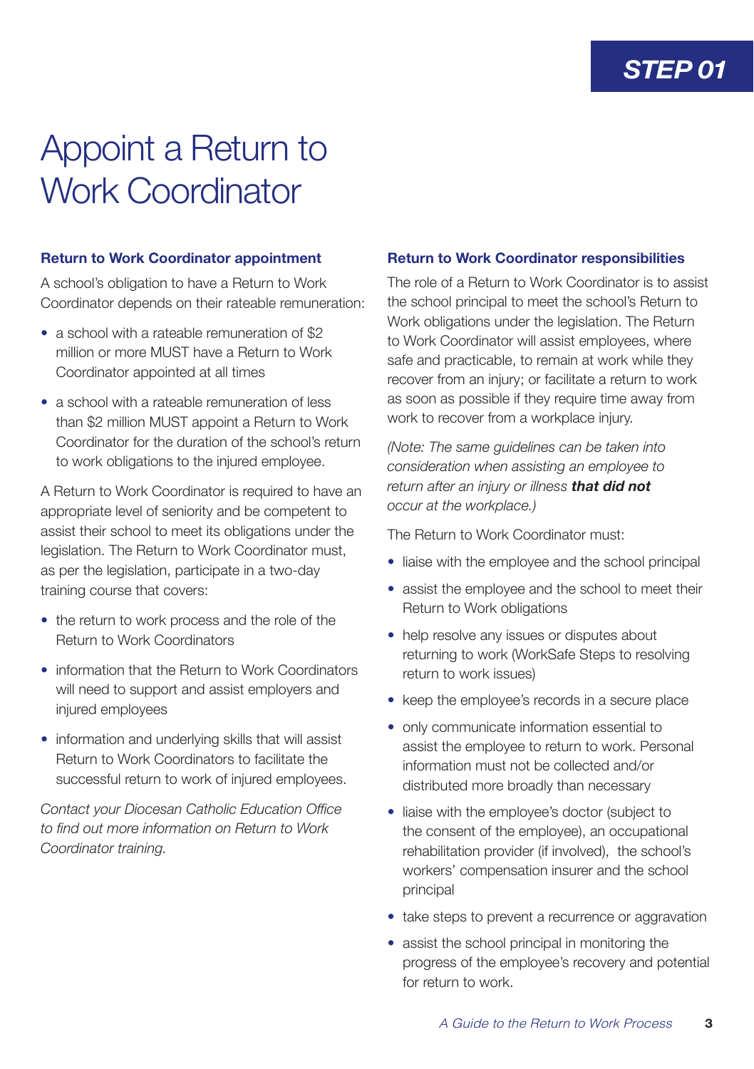STEP 01

# Appoint a Return to Work Coordinator

### Return to Work Coordinator appointment

A school's obligation to have a Return to Work Coordinator depends on their rateable remuneration:

- a school with a rateable remuneration of $2 million or more MUST have a Return to Work Coordinator appointed at all times
- a school with a rateable remuneration of less than $2 million MUST appoint a Return to Work Coordinator for the duration of the school's return to work obligations to the injured employee.

A Return to Work Coordinator is required to have an appropriate level of seniority and be competent to assist their school to meet its obligations under the legislation. The Return to Work Coordinator must, as per the legislation, participate in a two-day training course that covers:

- the return to work process and the role of the Return to Work Coordinators
- information that the Return to Work Coordinators will need to support and assist employers and injured employees
- information and underlying skills that will assist Return to Work Coordinators to facilitate the successful return to work of injured employees.

*Contact your Diocesan Catholic Education Office to find out more information on Return to Work Coordinator training.*

### Return to Work Coordinator responsibilities

The role of a Return to Work Coordinator is to assist the school principal to meet the school's Return to Work obligations under the legislation. The Return to Work Coordinator will assist employees, where safe and practicable, to remain at work while they recover from an injury; or facilitate a return to work as soon as possible if they require time away from work to recover from a workplace injury.

*(Note: The same guidelines can be taken into consideration when assisting an employee to return after an injury or illness* ***that did not*** *occur at the workplace.)*

The Return to Work Coordinator must:

- liaise with the employee and the school principal
- assist the employee and the school to meet their Return to Work obligations
- help resolve any issues or disputes about returning to work (WorkSafe Steps to resolving return to work issues)
- keep the employee's records in a secure place
- only communicate information essential to assist the employee to return to work. Personal information must not be collected and/or distributed more broadly than necessary
- liaise with the employee's doctor (subject to the consent of the employee), an occupational rehabilitation provider (if involved), the school's workers' compensation insurer and the school principal
- take steps to prevent a recurrence or aggravation
- assist the school principal in monitoring the progress of the employee's recovery and potential for return to work.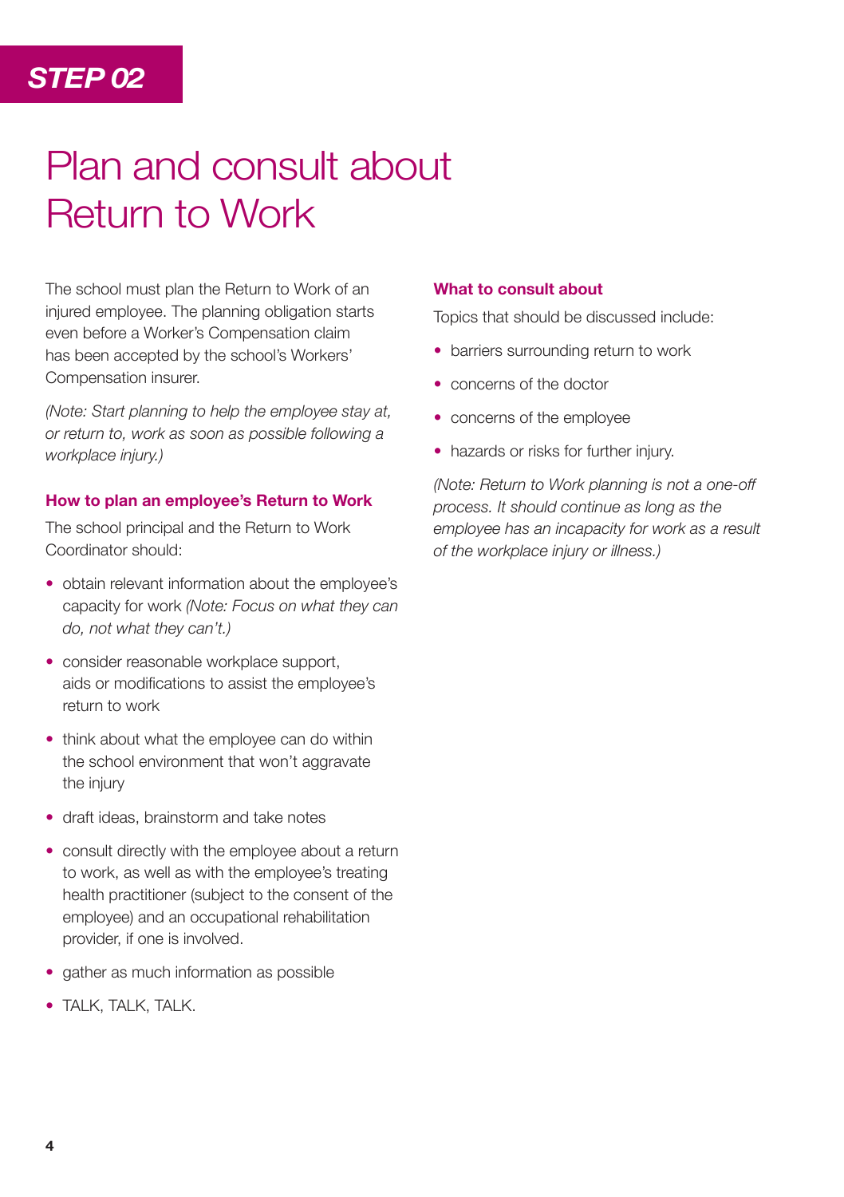**STEP 02**

# Plan and consult about Return to Work

The school must plan the Return to Work of an injured employee. The planning obligation starts even before a Worker's Compensation claim has been accepted by the school's Workers' Compensation insurer.

*(Note: Start planning to help the employee stay at, or return to, work as soon as possible following a workplace injury.)*

### How to plan an employee's Return to Work

The school principal and the Return to Work Coordinator should:

- obtain relevant information about the employee's capacity for work *(Note: Focus on what they can do, not what they can't.)*
- consider reasonable workplace support, aids or modifications to assist the employee's return to work
- think about what the employee can do within the school environment that won't aggravate the injury
- draft ideas, brainstorm and take notes
- consult directly with the employee about a return to work, as well as with the employee's treating health practitioner (subject to the consent of the employee) and an occupational rehabilitation provider, if one is involved.
- gather as much information as possible
- TALK, TALK, TALK.

### What to consult about

Topics that should be discussed include:

- barriers surrounding return to work
- concerns of the doctor
- concerns of the employee
- hazards or risks for further injury.

*(Note: Return to Work planning is not a one-off process. It should continue as long as the employee has an incapacity for work as a result of the workplace injury or illness.)*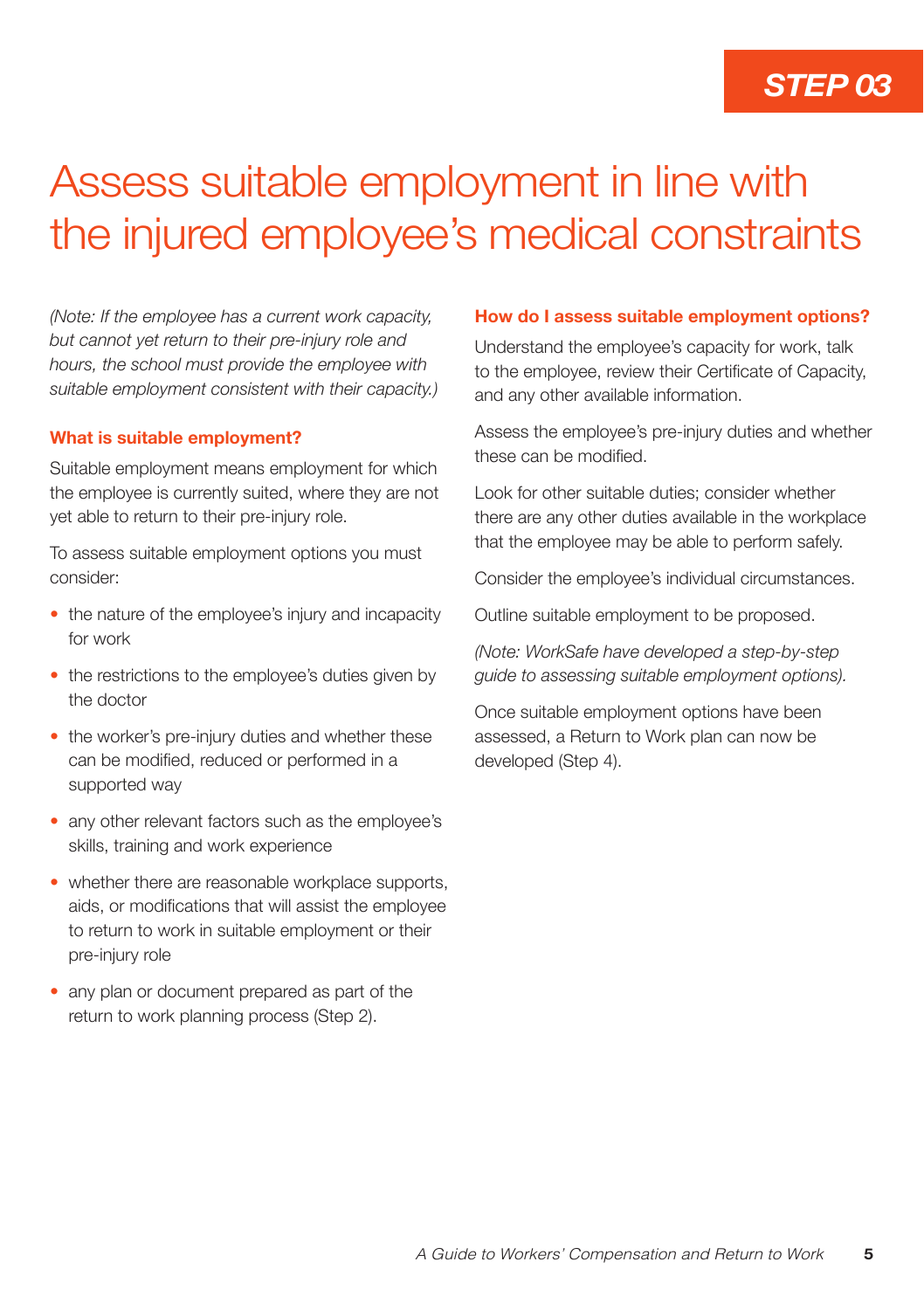**STEP 03**

# Assess suitable employment in line with the injured employee's medical constraints

*(Note: If the employee has a current work capacity, but cannot yet return to their pre-injury role and hours, the school must provide the employee with suitable employment consistent with their capacity.)*

### What is suitable employment?

Suitable employment means employment for which the employee is currently suited, where they are not yet able to return to their pre-injury role.

To assess suitable employment options you must consider:

- the nature of the employee's injury and incapacity for work
- the restrictions to the employee's duties given by the doctor
- the worker's pre-injury duties and whether these can be modified, reduced or performed in a supported way
- any other relevant factors such as the employee's skills, training and work experience
- whether there are reasonable workplace supports, aids, or modifications that will assist the employee to return to work in suitable employment or their pre-injury role
- any plan or document prepared as part of the return to work planning process (Step 2).

### How do I assess suitable employment options?

Understand the employee's capacity for work, talk to the employee, review their Certificate of Capacity, and any other available information.

Assess the employee's pre-injury duties and whether these can be modified.

Look for other suitable duties; consider whether there are any other duties available in the workplace that the employee may be able to perform safely.

Consider the employee's individual circumstances.

Outline suitable employment to be proposed.

*(Note: WorkSafe have developed a step-by-step guide to assessing suitable employment options).*

Once suitable employment options have been assessed, a Return to Work plan can now be developed (Step 4).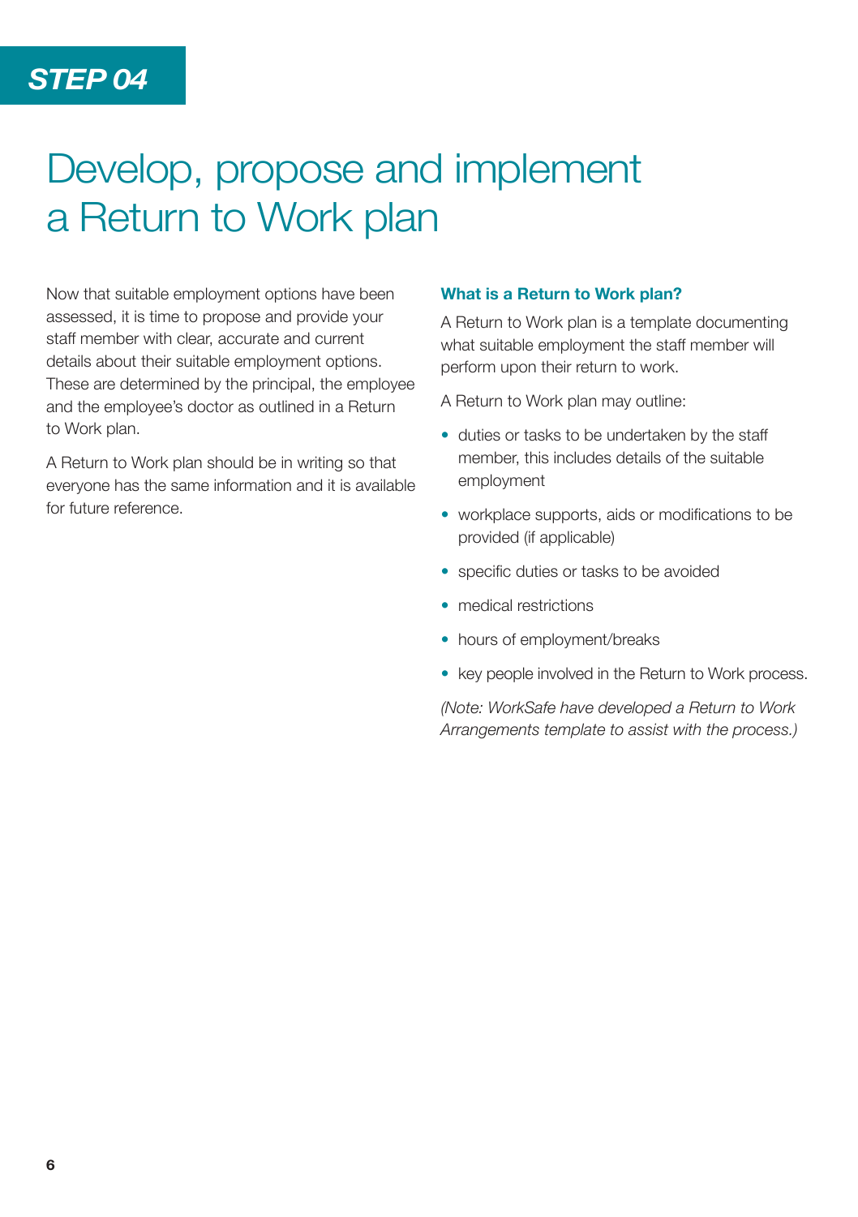**STEP 04**

# Develop, propose and implement a Return to Work plan

Now that suitable employment options have been assessed, it is time to propose and provide your staff member with clear, accurate and current details about their suitable employment options. These are determined by the principal, the employee and the employee's doctor as outlined in a Return to Work plan.

A Return to Work plan should be in writing so that everyone has the same information and it is available for future reference.

### What is a Return to Work plan?

A Return to Work plan is a template documenting what suitable employment the staff member will perform upon their return to work.

A Return to Work plan may outline:

- duties or tasks to be undertaken by the staff member, this includes details of the suitable employment
- workplace supports, aids or modifications to be provided (if applicable)
- specific duties or tasks to be avoided
- medical restrictions
- hours of employment/breaks
- key people involved in the Return to Work process.

*(Note: WorkSafe have developed a Return to Work Arrangements template to assist with the process.)*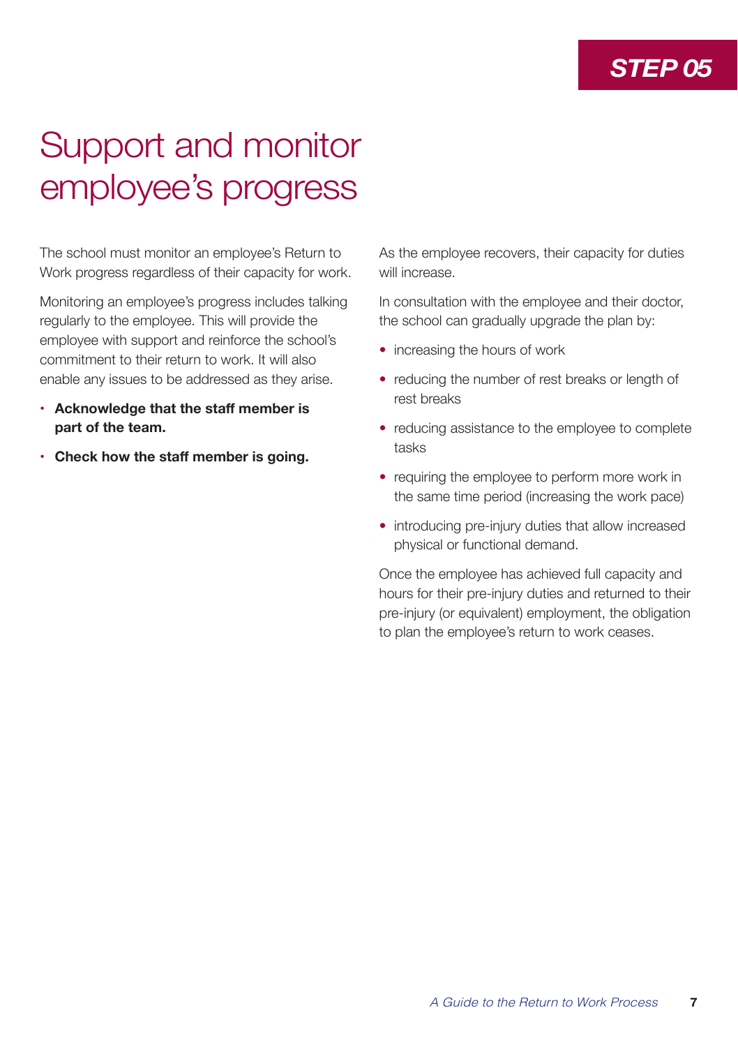**STEP 05**

# Support and monitor employee's progress

The school must monitor an employee's Return to Work progress regardless of their capacity for work.

Monitoring an employee's progress includes talking regularly to the employee. This will provide the employee with support and reinforce the school's commitment to their return to work. It will also enable any issues to be addressed as they arise.

- **Acknowledge that the staff member is part of the team.**
- **Check how the staff member is going.**

As the employee recovers, their capacity for duties will increase.

In consultation with the employee and their doctor, the school can gradually upgrade the plan by:

- increasing the hours of work
- reducing the number of rest breaks or length of rest breaks
- reducing assistance to the employee to complete tasks
- requiring the employee to perform more work in the same time period (increasing the work pace)
- introducing pre-injury duties that allow increased physical or functional demand.

Once the employee has achieved full capacity and hours for their pre-injury duties and returned to their pre-injury (or equivalent) employment, the obligation to plan the employee's return to work ceases.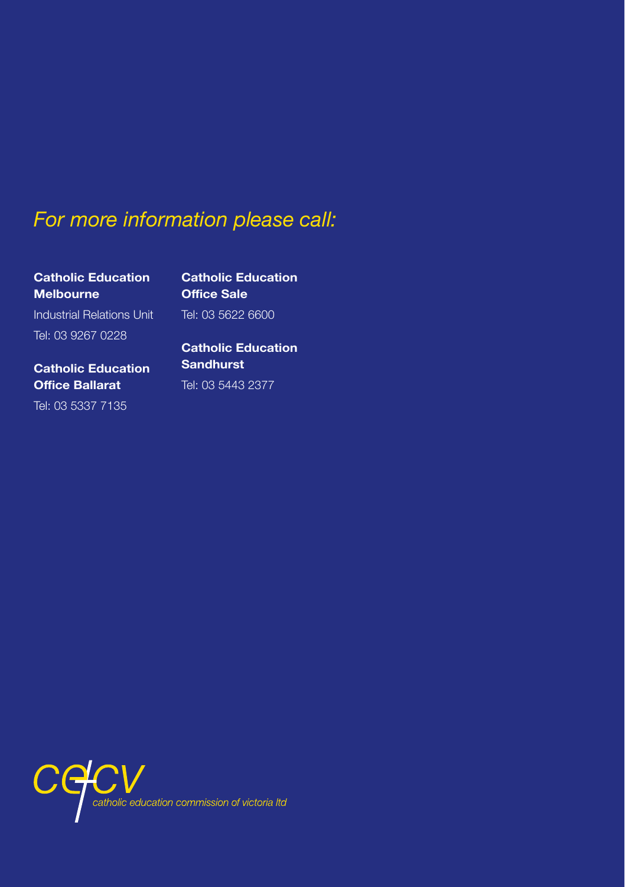*For more information please call:*

**Catholic Education Melbourne**

Industrial Relations Unit

Tel: 03 9267 0228

**Catholic Education Office Ballarat**

Tel: 03 5337 7135

**Catholic Education Office Sale**

Tel: 03 5622 6600

**Catholic Education Sandhurst**

Tel: 03 5443 2377

*cecv*

*catholic education commission of victoria ltd*